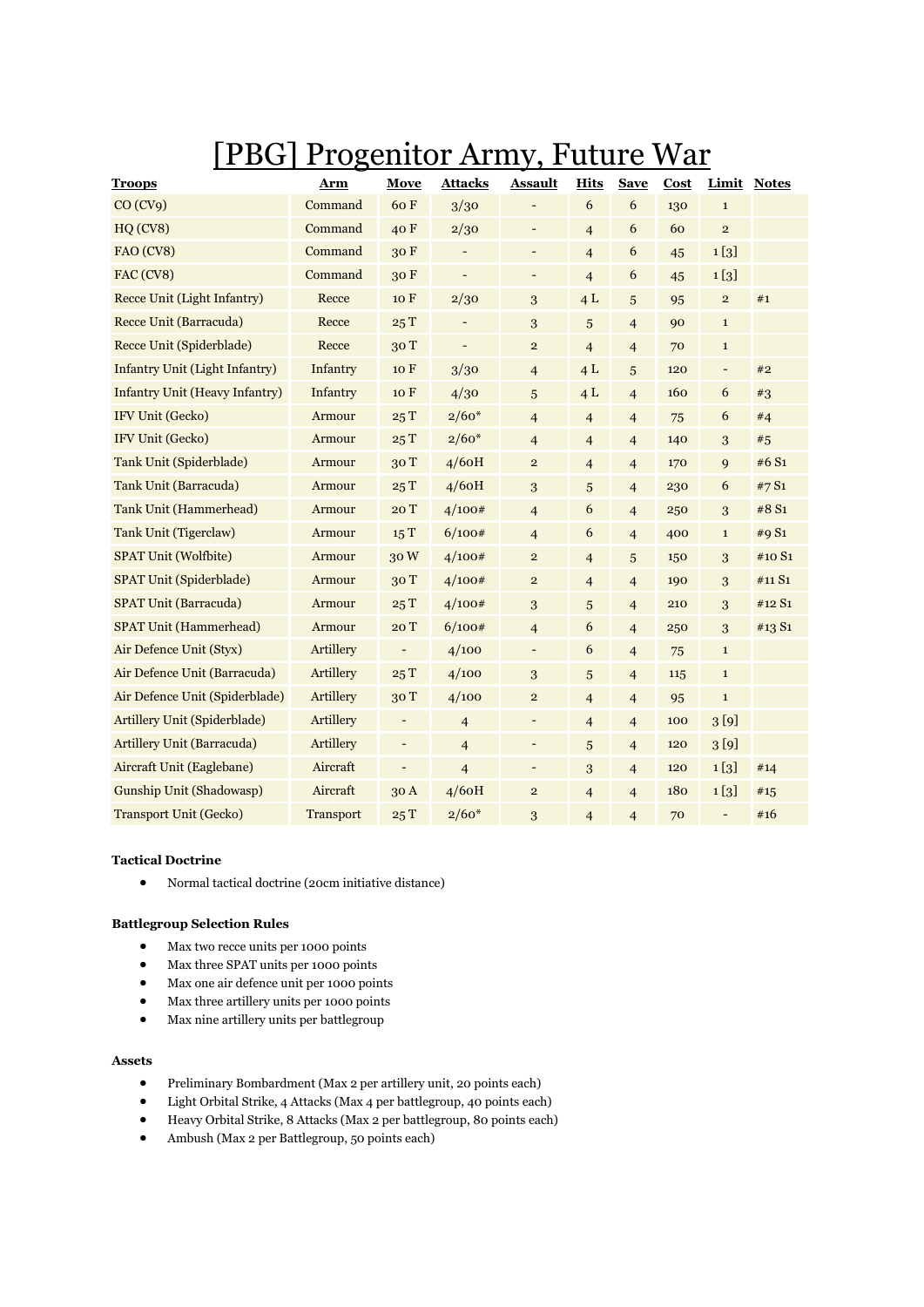# [PBG] Progenitor Army, Future War

| Troops | Arm | Move | Attacks | Assault | Hits | Save | Cost | Limit | Notes |
|---|---|---|---|---|---|---|---|---|---|
| CO (CV9) | Command | 60 F | 3/30 | - | 6 | 6 | 130 | 1 | |
| HQ (CV8) | Command | 40 F | 2/30 | - | 4 | 6 | 60 | 2 | |
| FAO (CV8) | Command | 30 F | - | - | 4 | 6 | 45 | 1 [3] | |
| FAC (CV8) | Command | 30 F | - | - | 4 | 6 | 45 | 1 [3] | |
| Recce Unit (Light Infantry) | Recce | 10 F | 2/30 | 3 | 4 L | 5 | 95 | 2 | #1 |
| Recce Unit (Barracuda) | Recce | 25 T | - | 3 | 5 | 4 | 90 | 1 | |
| Recce Unit (Spiderblade) | Recce | 30 T | - | 2 | 4 | 4 | 70 | 1 | |
| Infantry Unit (Light Infantry) | Infantry | 10 F | 3/30 | 4 | 4 L | 5 | 120 | - | #2 |
| Infantry Unit (Heavy Infantry) | Infantry | 10 F | 4/30 | 5 | 4 L | 4 | 160 | 6 | #3 |
| IFV Unit (Gecko) | Armour | 25 T | 2/60* | 4 | 4 | 4 | 75 | 6 | #4 |
| IFV Unit (Gecko) | Armour | 25 T | 2/60* | 4 | 4 | 4 | 140 | 3 | #5 |
| Tank Unit (Spiderblade) | Armour | 30 T | 4/60H | 2 | 4 | 4 | 170 | 9 | #6 S1 |
| Tank Unit (Barracuda) | Armour | 25 T | 4/60H | 3 | 5 | 4 | 230 | 6 | #7 S1 |
| Tank Unit (Hammerhead) | Armour | 20 T | 4/100# | 4 | 6 | 4 | 250 | 3 | #8 S1 |
| Tank Unit (Tigerclaw) | Armour | 15 T | 6/100# | 4 | 6 | 4 | 400 | 1 | #9 S1 |
| SPAT Unit (Wolfbite) | Armour | 30 W | 4/100# | 2 | 4 | 5 | 150 | 3 | #10 S1 |
| SPAT Unit (Spiderblade) | Armour | 30 T | 4/100# | 2 | 4 | 4 | 190 | 3 | #11 S1 |
| SPAT Unit (Barracuda) | Armour | 25 T | 4/100# | 3 | 5 | 4 | 210 | 3 | #12 S1 |
| SPAT Unit (Hammerhead) | Armour | 20 T | 6/100# | 4 | 6 | 4 | 250 | 3 | #13 S1 |
| Air Defence Unit (Styx) | Artillery | - | 4/100 | - | 6 | 4 | 75 | 1 | |
| Air Defence Unit (Barracuda) | Artillery | 25 T | 4/100 | 3 | 5 | 4 | 115 | 1 | |
| Air Defence Unit (Spiderblade) | Artillery | 30 T | 4/100 | 2 | 4 | 4 | 95 | 1 | |
| Artillery Unit (Spiderblade) | Artillery | - | 4 | - | 4 | 4 | 100 | 3 [9] | |
| Artillery Unit (Barracuda) | Artillery | - | 4 | - | 5 | 4 | 120 | 3 [9] | |
| Aircraft Unit (Eaglebane) | Aircraft | - | 4 | - | 3 | 4 | 120 | 1 [3] | #14 |
| Gunship Unit (Shadowasp) | Aircraft | 30 A | 4/60H | 2 | 4 | 4 | 180 | 1 [3] | #15 |
| Transport Unit (Gecko) | Transport | 25 T | 2/60* | 3 | 4 | 4 | 70 | - | #16 |

**Tactical Doctrine**

- Normal tactical doctrine (20cm initiative distance)

**Battlegroup Selection Rules**

- Max two recce units per 1000 points
- Max three SPAT units per 1000 points
- Max one air defence unit per 1000 points
- Max three artillery units per 1000 points
- Max nine artillery units per battlegroup

**Assets**

- Preliminary Bombardment (Max 2 per artillery unit, 20 points each)
- Light Orbital Strike, 4 Attacks (Max 4 per battlegroup, 40 points each)
- Heavy Orbital Strike, 8 Attacks (Max 2 per battlegroup, 80 points each)
- Ambush (Max 2 per Battlegroup, 50 points each)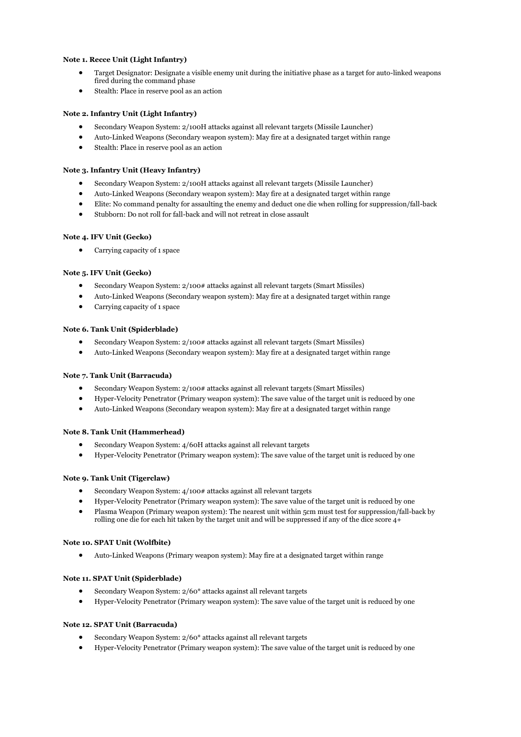**Note 1. Recce Unit (Light Infantry)**

- Target Designator: Designate a visible enemy unit during the initiative phase as a target for auto-linked weapons fired during the command phase
- Stealth: Place in reserve pool as an action

**Note 2. Infantry Unit (Light Infantry)**

- Secondary Weapon System: 2/100H attacks against all relevant targets (Missile Launcher)
- Auto-Linked Weapons (Secondary weapon system): May fire at a designated target within range
- Stealth: Place in reserve pool as an action

**Note 3. Infantry Unit (Heavy Infantry)**

- Secondary Weapon System: 2/100H attacks against all relevant targets (Missile Launcher)
- Auto-Linked Weapons (Secondary weapon system): May fire at a designated target within range
- Elite: No command penalty for assaulting the enemy and deduct one die when rolling for suppression/fall-back
- Stubborn: Do not roll for fall-back and will not retreat in close assault

**Note 4. IFV Unit (Gecko)**

- Carrying capacity of 1 space

**Note 5. IFV Unit (Gecko)**

- Secondary Weapon System: 2/100# attacks against all relevant targets (Smart Missiles)
- Auto-Linked Weapons (Secondary weapon system): May fire at a designated target within range
- Carrying capacity of 1 space

**Note 6. Tank Unit (Spiderblade)**

- Secondary Weapon System: 2/100# attacks against all relevant targets (Smart Missiles)
- Auto-Linked Weapons (Secondary weapon system): May fire at a designated target within range

**Note 7. Tank Unit (Barracuda)**

- Secondary Weapon System: 2/100# attacks against all relevant targets (Smart Missiles)
- Hyper-Velocity Penetrator (Primary weapon system): The save value of the target unit is reduced by one
- Auto-Linked Weapons (Secondary weapon system): May fire at a designated target within range

**Note 8. Tank Unit (Hammerhead)**

- Secondary Weapon System: 4/60H attacks against all relevant targets
- Hyper-Velocity Penetrator (Primary weapon system): The save value of the target unit is reduced by one

**Note 9. Tank Unit (Tigerclaw)**

- Secondary Weapon System: 4/100# attacks against all relevant targets
- Hyper-Velocity Penetrator (Primary weapon system): The save value of the target unit is reduced by one
- Plasma Weapon (Primary weapon system): The nearest unit within 5cm must test for suppression/fall-back by rolling one die for each hit taken by the target unit and will be suppressed if any of the dice score 4+

**Note 10. SPAT Unit (Wolfbite)**

- Auto-Linked Weapons (Primary weapon system): May fire at a designated target within range

**Note 11. SPAT Unit (Spiderblade)**

- Secondary Weapon System: 2/60* attacks against all relevant targets
- Hyper-Velocity Penetrator (Primary weapon system): The save value of the target unit is reduced by one

**Note 12. SPAT Unit (Barracuda)**

- Secondary Weapon System: 2/60* attacks against all relevant targets
- Hyper-Velocity Penetrator (Primary weapon system): The save value of the target unit is reduced by one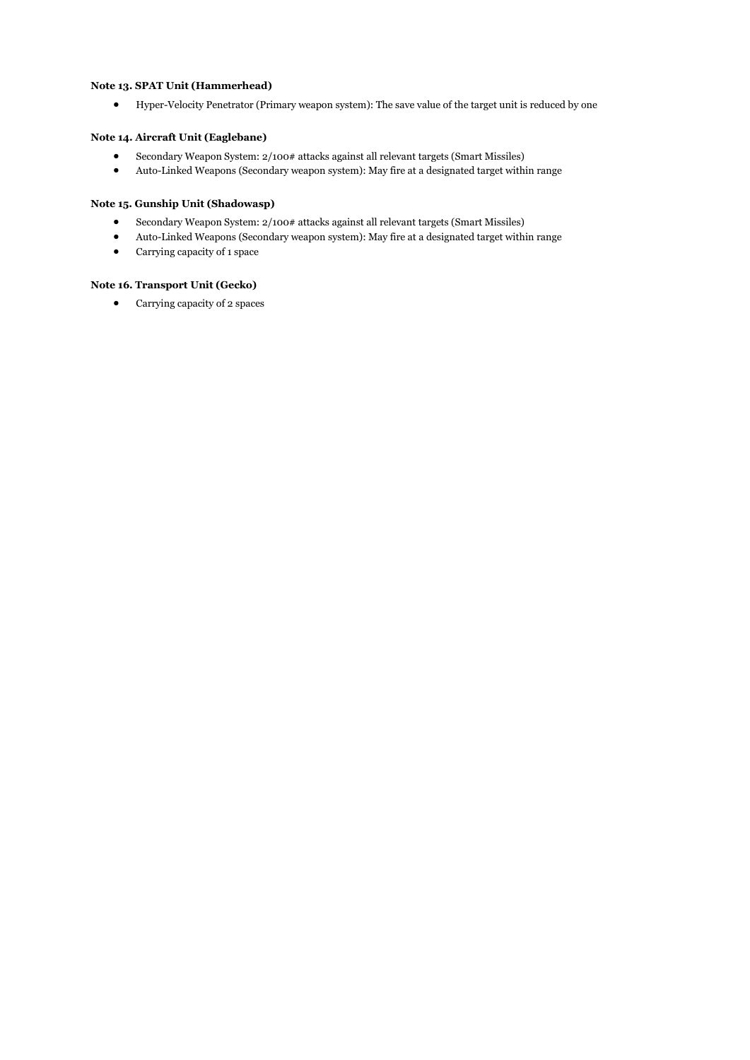**Note 13. SPAT Unit (Hammerhead)**

- Hyper-Velocity Penetrator (Primary weapon system): The save value of the target unit is reduced by one

**Note 14. Aircraft Unit (Eaglebane)**

- Secondary Weapon System: 2/100# attacks against all relevant targets (Smart Missiles)
- Auto-Linked Weapons (Secondary weapon system): May fire at a designated target within range

**Note 15. Gunship Unit (Shadowasp)**

- Secondary Weapon System: 2/100# attacks against all relevant targets (Smart Missiles)
- Auto-Linked Weapons (Secondary weapon system): May fire at a designated target within range
- Carrying capacity of 1 space

**Note 16. Transport Unit (Gecko)**

- Carrying capacity of 2 spaces